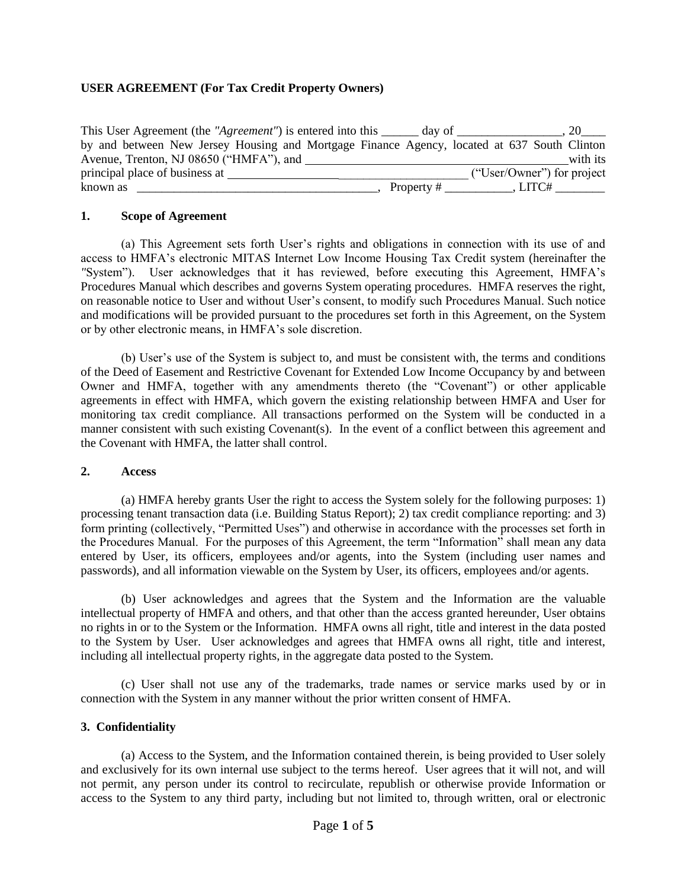**USER AGREEMENT (For Tax Credit Property Owners)**

This User Agreement (the *"Agreement"*) is entered into this ______ day of _________________, 20____ by and between New Jersey Housing and Mortgage Finance Agency, located at 637 South Clinton Avenue, Trenton, NJ 08650 ("HMFA"), and ____________________________________________with its principal place of business at _________________________________________ ("User/Owner") for project known as _______________________________________, Property # ___________, LITC# ________

**1. Scope of Agreement**

(a) This Agreement sets forth User's rights and obligations in connection with its use of and access to HMFA's electronic MITAS Internet Low Income Housing Tax Credit system (hereinafter the "System"). User acknowledges that it has reviewed, before executing this Agreement, HMFA's Procedures Manual which describes and governs System operating procedures. HMFA reserves the right, on reasonable notice to User and without User's consent, to modify such Procedures Manual. Such notice and modifications will be provided pursuant to the procedures set forth in this Agreement, on the System or by other electronic means, in HMFA's sole discretion.

(b) User's use of the System is subject to, and must be consistent with, the terms and conditions of the Deed of Easement and Restrictive Covenant for Extended Low Income Occupancy by and between Owner and HMFA, together with any amendments thereto (the "Covenant") or other applicable agreements in effect with HMFA, which govern the existing relationship between HMFA and User for monitoring tax credit compliance. All transactions performed on the System will be conducted in a manner consistent with such existing Covenant(s). In the event of a conflict between this agreement and the Covenant with HMFA, the latter shall control.

**2. Access**

(a) HMFA hereby grants User the right to access the System solely for the following purposes: 1) processing tenant transaction data (i.e. Building Status Report); 2) tax credit compliance reporting: and 3) form printing (collectively, "Permitted Uses") and otherwise in accordance with the processes set forth in the Procedures Manual. For the purposes of this Agreement, the term "Information" shall mean any data entered by User, its officers, employees and/or agents, into the System (including user names and passwords), and all information viewable on the System by User, its officers, employees and/or agents.

(b) User acknowledges and agrees that the System and the Information are the valuable intellectual property of HMFA and others, and that other than the access granted hereunder, User obtains no rights in or to the System or the Information. HMFA owns all right, title and interest in the data posted to the System by User. User acknowledges and agrees that HMFA owns all right, title and interest, including all intellectual property rights, in the aggregate data posted to the System.

(c) User shall not use any of the trademarks, trade names or service marks used by or in connection with the System in any manner without the prior written consent of HMFA.

**3. Confidentiality**

(a) Access to the System, and the Information contained therein, is being provided to User solely and exclusively for its own internal use subject to the terms hereof. User agrees that it will not, and will not permit, any person under its control to recirculate, republish or otherwise provide Information or access to the System to any third party, including but not limited to, through written, oral or electronic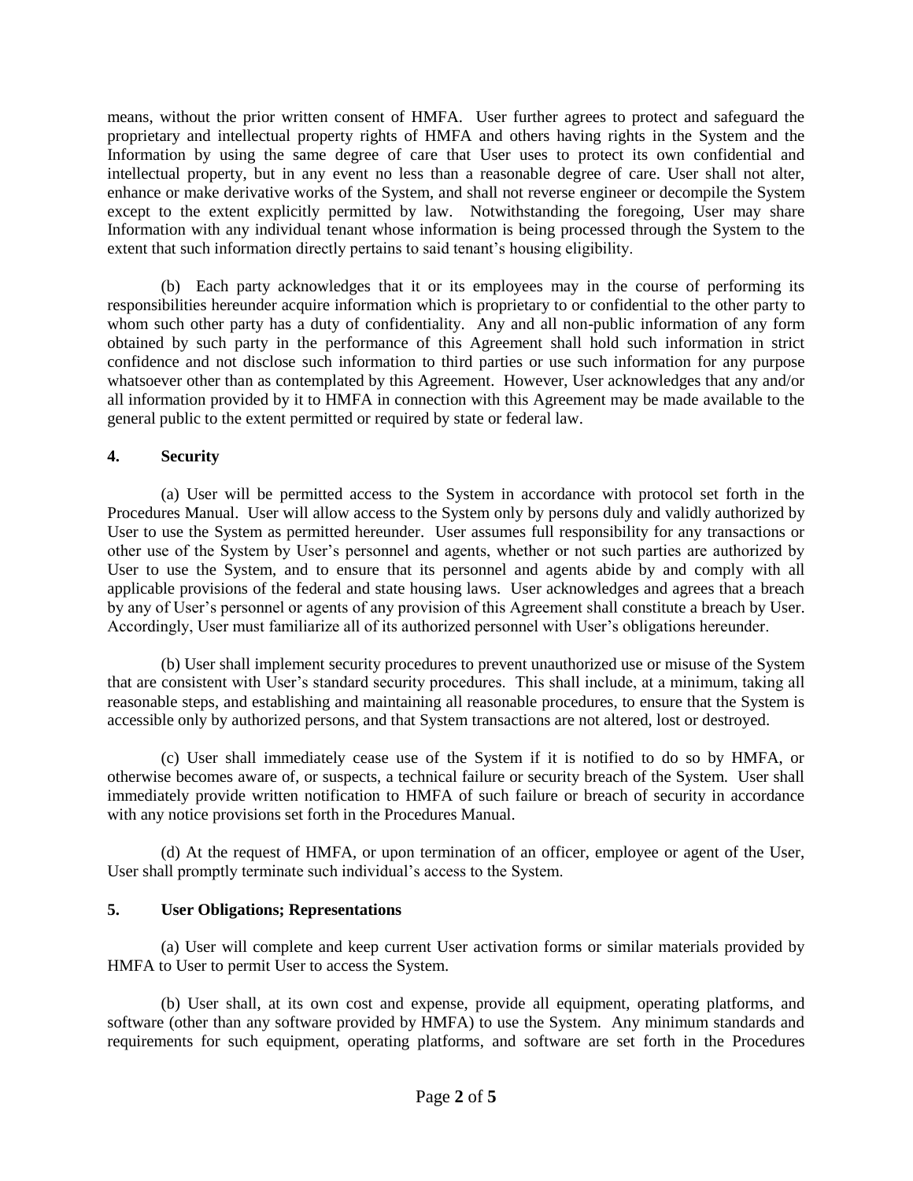means, without the prior written consent of HMFA. User further agrees to protect and safeguard the proprietary and intellectual property rights of HMFA and others having rights in the System and the Information by using the same degree of care that User uses to protect its own confidential and intellectual property, but in any event no less than a reasonable degree of care. User shall not alter, enhance or make derivative works of the System, and shall not reverse engineer or decompile the System except to the extent explicitly permitted by law. Notwithstanding the foregoing, User may share Information with any individual tenant whose information is being processed through the System to the extent that such information directly pertains to said tenant's housing eligibility.

(b) Each party acknowledges that it or its employees may in the course of performing its responsibilities hereunder acquire information which is proprietary to or confidential to the other party to whom such other party has a duty of confidentiality. Any and all non-public information of any form obtained by such party in the performance of this Agreement shall hold such information in strict confidence and not disclose such information to third parties or use such information for any purpose whatsoever other than as contemplated by this Agreement. However, User acknowledges that any and/or all information provided by it to HMFA in connection with this Agreement may be made available to the general public to the extent permitted or required by state or federal law.

**4. Security**

(a) User will be permitted access to the System in accordance with protocol set forth in the Procedures Manual. User will allow access to the System only by persons duly and validly authorized by User to use the System as permitted hereunder. User assumes full responsibility for any transactions or other use of the System by User's personnel and agents, whether or not such parties are authorized by User to use the System, and to ensure that its personnel and agents abide by and comply with all applicable provisions of the federal and state housing laws. User acknowledges and agrees that a breach by any of User's personnel or agents of any provision of this Agreement shall constitute a breach by User. Accordingly, User must familiarize all of its authorized personnel with User's obligations hereunder.

(b) User shall implement security procedures to prevent unauthorized use or misuse of the System that are consistent with User's standard security procedures. This shall include, at a minimum, taking all reasonable steps, and establishing and maintaining all reasonable procedures, to ensure that the System is accessible only by authorized persons, and that System transactions are not altered, lost or destroyed.

(c) User shall immediately cease use of the System if it is notified to do so by HMFA, or otherwise becomes aware of, or suspects, a technical failure or security breach of the System. User shall immediately provide written notification to HMFA of such failure or breach of security in accordance with any notice provisions set forth in the Procedures Manual.

(d) At the request of HMFA, or upon termination of an officer, employee or agent of the User, User shall promptly terminate such individual's access to the System.

**5. User Obligations; Representations**

(a) User will complete and keep current User activation forms or similar materials provided by HMFA to User to permit User to access the System.

(b) User shall, at its own cost and expense, provide all equipment, operating platforms, and software (other than any software provided by HMFA) to use the System. Any minimum standards and requirements for such equipment, operating platforms, and software are set forth in the Procedures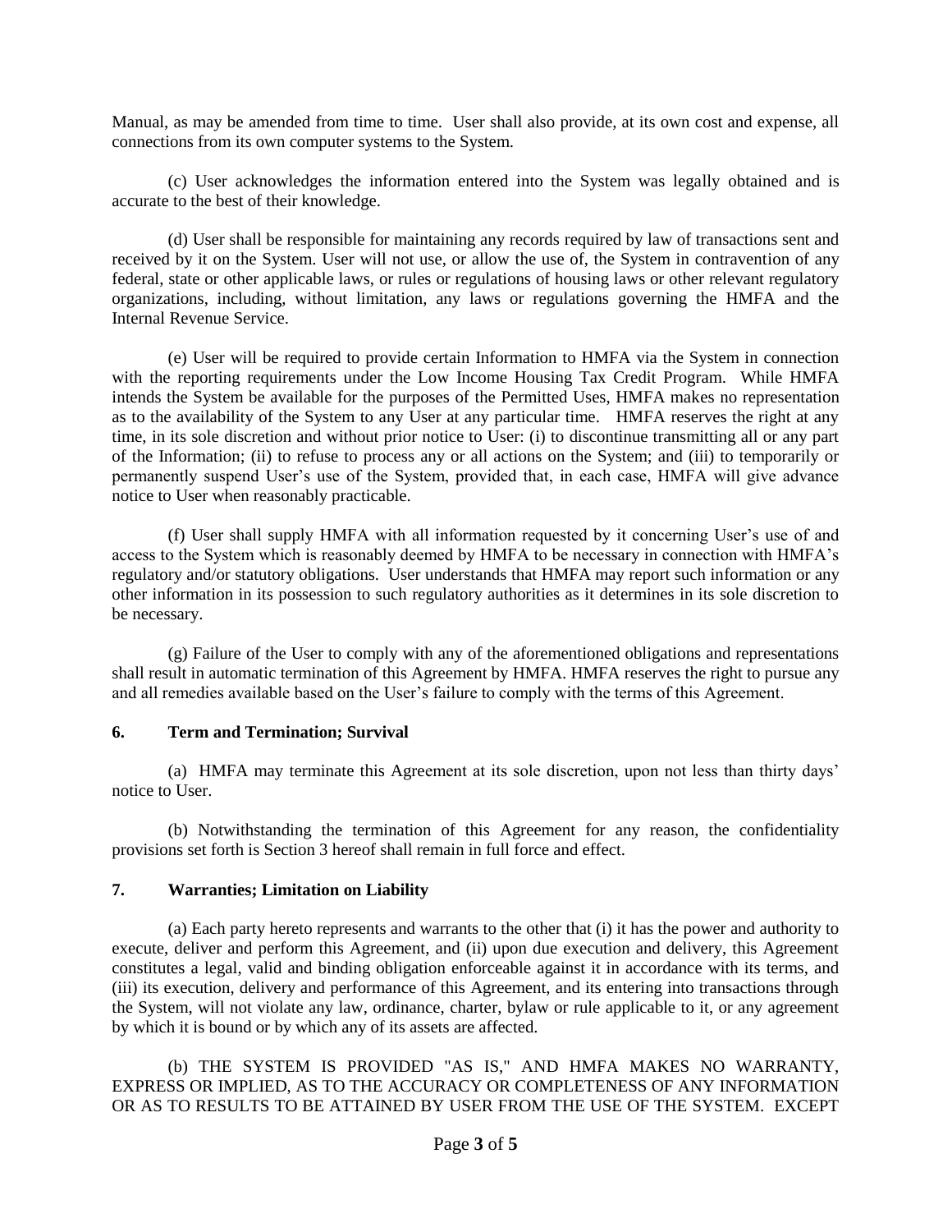Manual, as may be amended from time to time. User shall also provide, at its own cost and expense, all connections from its own computer systems to the System.

(c) User acknowledges the information entered into the System was legally obtained and is accurate to the best of their knowledge.

(d) User shall be responsible for maintaining any records required by law of transactions sent and received by it on the System. User will not use, or allow the use of, the System in contravention of any federal, state or other applicable laws, or rules or regulations of housing laws or other relevant regulatory organizations, including, without limitation, any laws or regulations governing the HMFA and the Internal Revenue Service.

(e) User will be required to provide certain Information to HMFA via the System in connection with the reporting requirements under the Low Income Housing Tax Credit Program. While HMFA intends the System be available for the purposes of the Permitted Uses, HMFA makes no representation as to the availability of the System to any User at any particular time. HMFA reserves the right at any time, in its sole discretion and without prior notice to User: (i) to discontinue transmitting all or any part of the Information; (ii) to refuse to process any or all actions on the System; and (iii) to temporarily or permanently suspend User's use of the System, provided that, in each case, HMFA will give advance notice to User when reasonably practicable.

(f) User shall supply HMFA with all information requested by it concerning User's use of and access to the System which is reasonably deemed by HMFA to be necessary in connection with HMFA's regulatory and/or statutory obligations. User understands that HMFA may report such information or any other information in its possession to such regulatory authorities as it determines in its sole discretion to be necessary.

(g) Failure of the User to comply with any of the aforementioned obligations and representations shall result in automatic termination of this Agreement by HMFA. HMFA reserves the right to pursue any and all remedies available based on the User's failure to comply with the terms of this Agreement.

**6. Term and Termination; Survival**

(a) HMFA may terminate this Agreement at its sole discretion, upon not less than thirty days' notice to User.

(b) Notwithstanding the termination of this Agreement for any reason, the confidentiality provisions set forth is Section 3 hereof shall remain in full force and effect.

**7. Warranties; Limitation on Liability**

(a) Each party hereto represents and warrants to the other that (i) it has the power and authority to execute, deliver and perform this Agreement, and (ii) upon due execution and delivery, this Agreement constitutes a legal, valid and binding obligation enforceable against it in accordance with its terms, and (iii) its execution, delivery and performance of this Agreement, and its entering into transactions through the System, will not violate any law, ordinance, charter, bylaw or rule applicable to it, or any agreement by which it is bound or by which any of its assets are affected.

(b) THE SYSTEM IS PROVIDED "AS IS," AND HMFA MAKES NO WARRANTY, EXPRESS OR IMPLIED, AS TO THE ACCURACY OR COMPLETENESS OF ANY INFORMATION OR AS TO RESULTS TO BE ATTAINED BY USER FROM THE USE OF THE SYSTEM. EXCEPT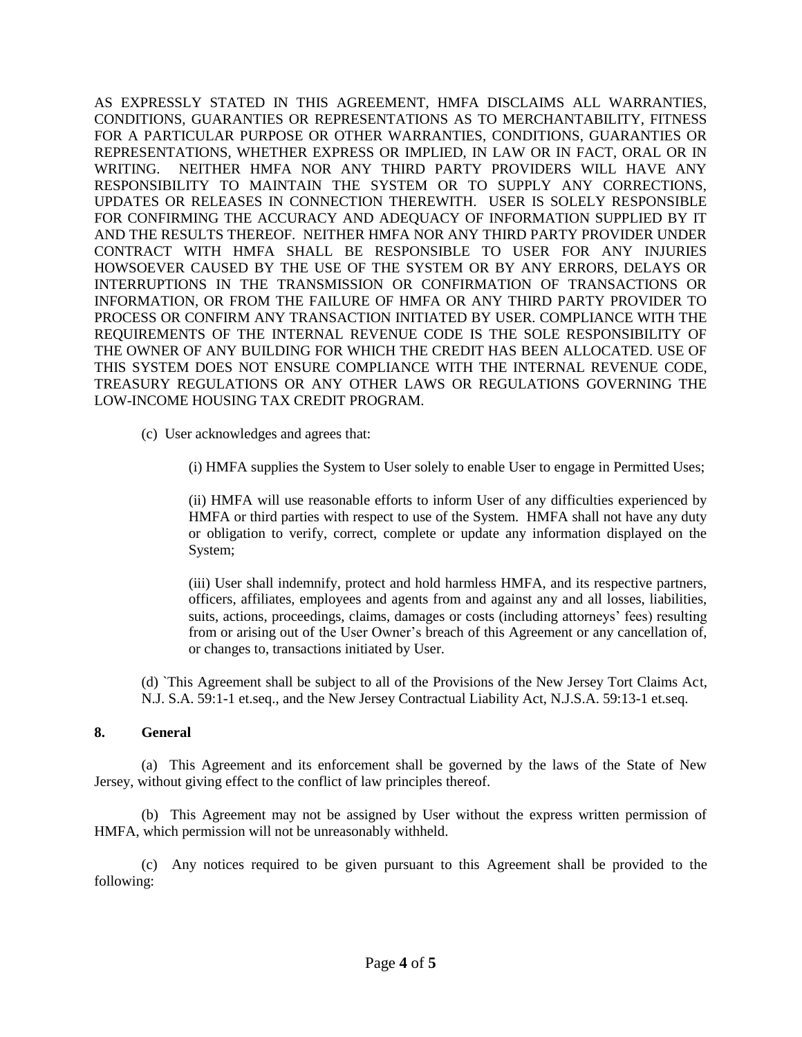AS EXPRESSLY STATED IN THIS AGREEMENT, HMFA DISCLAIMS ALL WARRANTIES, CONDITIONS, GUARANTIES OR REPRESENTATIONS AS TO MERCHANTABILITY, FITNESS FOR A PARTICULAR PURPOSE OR OTHER WARRANTIES, CONDITIONS, GUARANTIES OR REPRESENTATIONS, WHETHER EXPRESS OR IMPLIED, IN LAW OR IN FACT, ORAL OR IN WRITING. NEITHER HMFA NOR ANY THIRD PARTY PROVIDERS WILL HAVE ANY RESPONSIBILITY TO MAINTAIN THE SYSTEM OR TO SUPPLY ANY CORRECTIONS, UPDATES OR RELEASES IN CONNECTION THEREWITH. USER IS SOLELY RESPONSIBLE FOR CONFIRMING THE ACCURACY AND ADEQUACY OF INFORMATION SUPPLIED BY IT AND THE RESULTS THEREOF. NEITHER HMFA NOR ANY THIRD PARTY PROVIDER UNDER CONTRACT WITH HMFA SHALL BE RESPONSIBLE TO USER FOR ANY INJURIES HOWSOEVER CAUSED BY THE USE OF THE SYSTEM OR BY ANY ERRORS, DELAYS OR INTERRUPTIONS IN THE TRANSMISSION OR CONFIRMATION OF TRANSACTIONS OR INFORMATION, OR FROM THE FAILURE OF HMFA OR ANY THIRD PARTY PROVIDER TO PROCESS OR CONFIRM ANY TRANSACTION INITIATED BY USER. COMPLIANCE WITH THE REQUIREMENTS OF THE INTERNAL REVENUE CODE IS THE SOLE RESPONSIBILITY OF THE OWNER OF ANY BUILDING FOR WHICH THE CREDIT HAS BEEN ALLOCATED. USE OF THIS SYSTEM DOES NOT ENSURE COMPLIANCE WITH THE INTERNAL REVENUE CODE, TREASURY REGULATIONS OR ANY OTHER LAWS OR REGULATIONS GOVERNING THE LOW-INCOME HOUSING TAX CREDIT PROGRAM.

(c) User acknowledges and agrees that:

(i) HMFA supplies the System to User solely to enable User to engage in Permitted Uses;

(ii) HMFA will use reasonable efforts to inform User of any difficulties experienced by HMFA or third parties with respect to use of the System. HMFA shall not have any duty or obligation to verify, correct, complete or update any information displayed on the System;

(iii) User shall indemnify, protect and hold harmless HMFA, and its respective partners, officers, affiliates, employees and agents from and against any and all losses, liabilities, suits, actions, proceedings, claims, damages or costs (including attorneys' fees) resulting from or arising out of the User Owner's breach of this Agreement or any cancellation of, or changes to, transactions initiated by User.

(d) `This Agreement shall be subject to all of the Provisions of the New Jersey Tort Claims Act, N.J. S.A. 59:1-1 et.seq., and the New Jersey Contractual Liability Act, N.J.S.A. 59:13-1 et.seq.

**8. General**

(a) This Agreement and its enforcement shall be governed by the laws of the State of New Jersey, without giving effect to the conflict of law principles thereof.

(b) This Agreement may not be assigned by User without the express written permission of HMFA, which permission will not be unreasonably withheld.

(c) Any notices required to be given pursuant to this Agreement shall be provided to the following: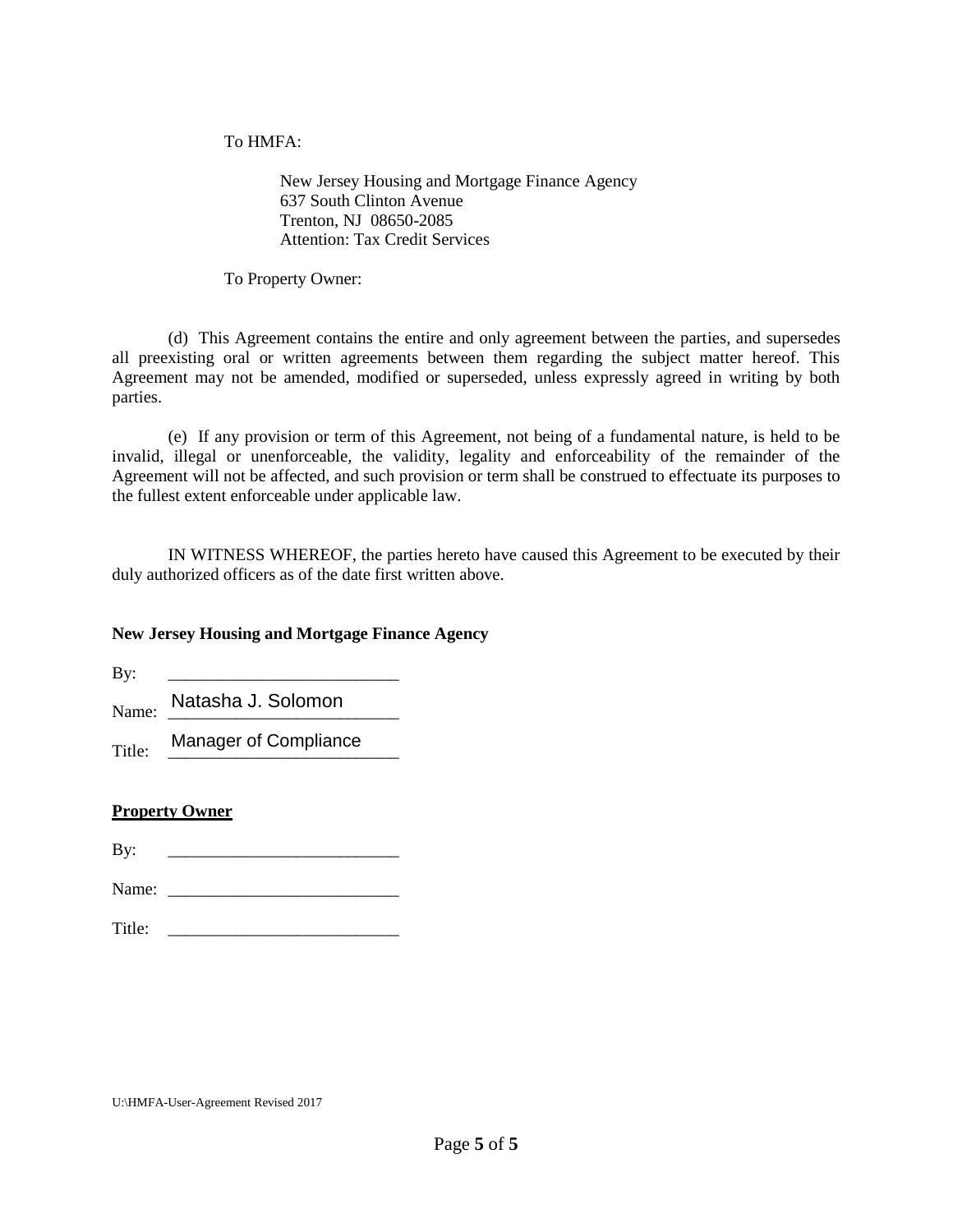To HMFA:

New Jersey Housing and Mortgage Finance Agency
637 South Clinton Avenue
Trenton, NJ 08650-2085
Attention: Tax Credit Services

To Property Owner:

(d) This Agreement contains the entire and only agreement between the parties, and supersedes all preexisting oral or written agreements between them regarding the subject matter hereof. This Agreement may not be amended, modified or superseded, unless expressly agreed in writing by both parties.

(e) If any provision or term of this Agreement, not being of a fundamental nature, is held to be invalid, illegal or unenforceable, the validity, legality and enforceability of the remainder of the Agreement will not be affected, and such provision or term shall be construed to effectuate its purposes to the fullest extent enforceable under applicable law.

IN WITNESS WHEREOF, the parties hereto have caused this Agreement to be executed by their duly authorized officers as of the date first written above.

**New Jersey Housing and Mortgage Finance Agency**

By: ___________________________

Name: Natasha J. Solomon

Title: Manager of Compliance

**Property Owner**

By: ___________________________

Name: ___________________________

Title: ___________________________

U:\HMFA-User-Agreement Revised 2017